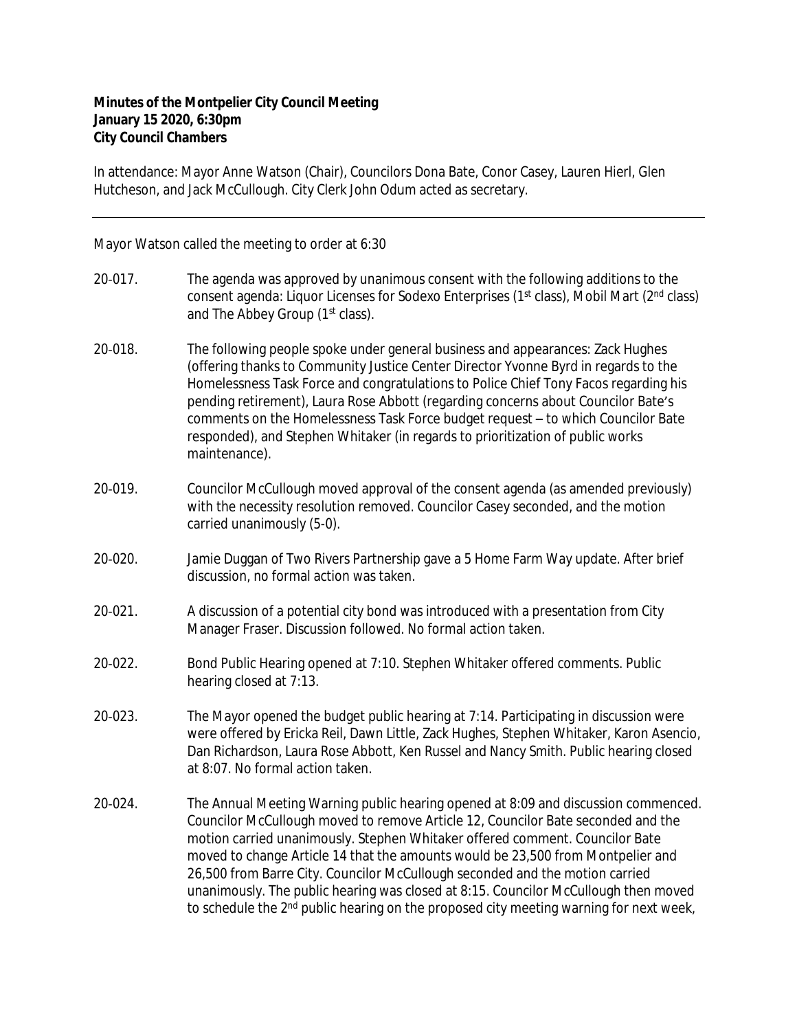**Minutes of the Montpelier City Council Meeting**
**January 15 2020, 6:30pm**
**City Council Chambers**

In attendance: Mayor Anne Watson (Chair), Councilors Dona Bate, Conor Casey, Lauren Hierl, Glen Hutcheson, and Jack McCullough. City Clerk John Odum acted as secretary.

---

Mayor Watson called the meeting to order at 6:30

20-017. The agenda was approved by unanimous consent with the following additions to the consent agenda: Liquor Licenses for Sodexo Enterprises (1st class), Mobil Mart (2nd class) and The Abbey Group (1st class).

20-018. The following people spoke under general business and appearances: Zack Hughes (offering thanks to Community Justice Center Director Yvonne Byrd in regards to the Homelessness Task Force and congratulations to Police Chief Tony Facos regarding his pending retirement), Laura Rose Abbott (regarding concerns about Councilor Bate's comments on the Homelessness Task Force budget request – to which Councilor Bate responded), and Stephen Whitaker (in regards to prioritization of public works maintenance).

20-019. Councilor McCullough moved approval of the consent agenda (as amended previously) with the necessity resolution removed. Councilor Casey seconded, and the motion carried unanimously (5-0).

20-020. Jamie Duggan of Two Rivers Partnership gave a 5 Home Farm Way update. After brief discussion, no formal action was taken.

20-021. A discussion of a potential city bond was introduced with a presentation from City Manager Fraser. Discussion followed. No formal action taken.

20-022. Bond Public Hearing opened at 7:10. Stephen Whitaker offered comments. Public hearing closed at 7:13.

20-023. The Mayor opened the budget public hearing at 7:14. Participating in discussion were were offered by Ericka Reil, Dawn Little, Zack Hughes, Stephen Whitaker, Karon Asencio, Dan Richardson, Laura Rose Abbott, Ken Russel and Nancy Smith. Public hearing closed at 8:07. No formal action taken.

20-024. The Annual Meeting Warning public hearing opened at 8:09 and discussion commenced. Councilor McCullough moved to remove Article 12, Councilor Bate seconded and the motion carried unanimously. Stephen Whitaker offered comment. Councilor Bate moved to change Article 14 that the amounts would be 23,500 from Montpelier and 26,500 from Barre City. Councilor McCullough seconded and the motion carried unanimously. The public hearing was closed at 8:15. Councilor McCullough then moved to schedule the 2nd public hearing on the proposed city meeting warning for next week,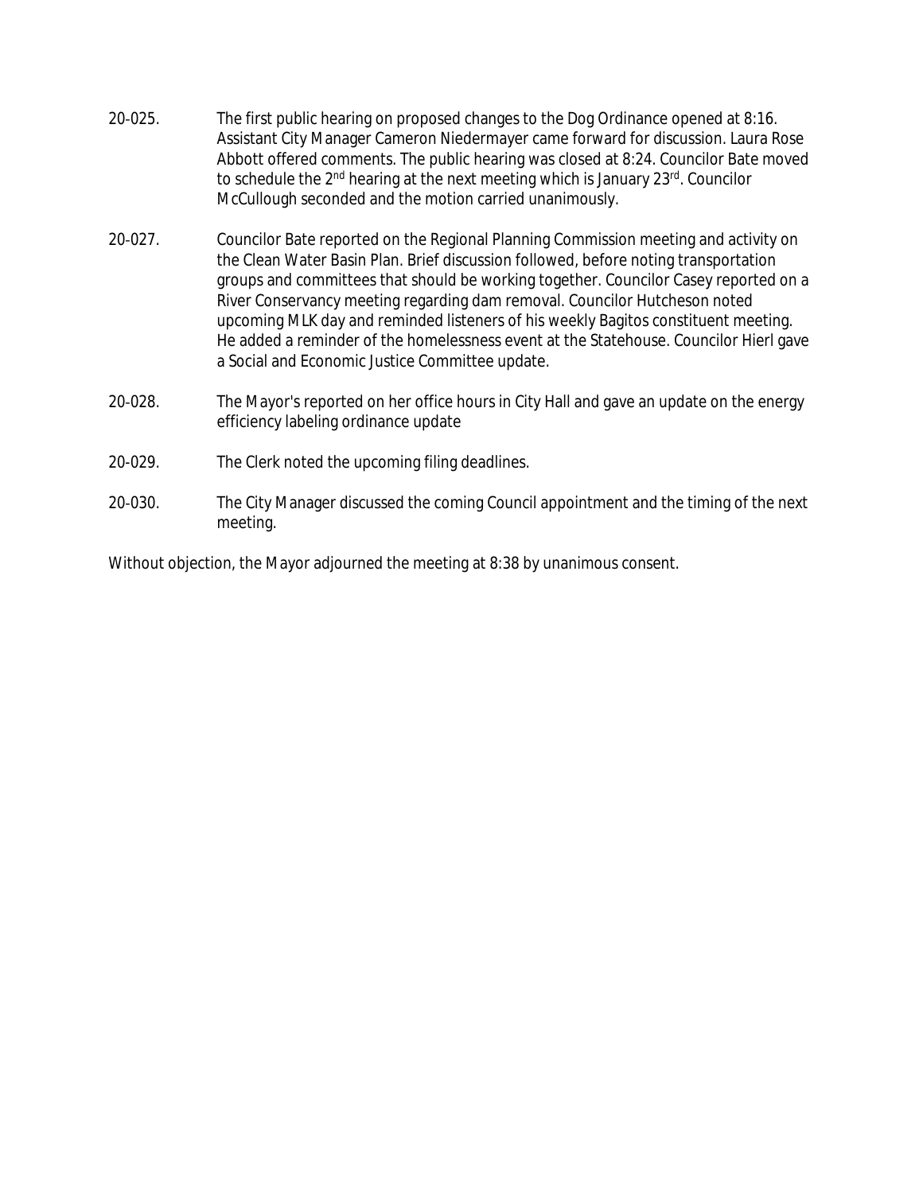20-025. The first public hearing on proposed changes to the Dog Ordinance opened at 8:16. Assistant City Manager Cameron Niedermayer came forward for discussion. Laura Rose Abbott offered comments. The public hearing was closed at 8:24. Councilor Bate moved to schedule the 2nd hearing at the next meeting which is January 23rd. Councilor McCullough seconded and the motion carried unanimously.

20-027. Councilor Bate reported on the Regional Planning Commission meeting and activity on the Clean Water Basin Plan. Brief discussion followed, before noting transportation groups and committees that should be working together. Councilor Casey reported on a River Conservancy meeting regarding dam removal. Councilor Hutcheson noted upcoming MLK day and reminded listeners of his weekly Bagitos constituent meeting. He added a reminder of the homelessness event at the Statehouse. Councilor Hierl gave a Social and Economic Justice Committee update.

20-028. The Mayor's reported on her office hours in City Hall and gave an update on the energy efficiency labeling ordinance update

20-029. The Clerk noted the upcoming filing deadlines.

20-030. The City Manager discussed the coming Council appointment and the timing of the next meeting.

Without objection, the Mayor adjourned the meeting at 8:38 by unanimous consent.